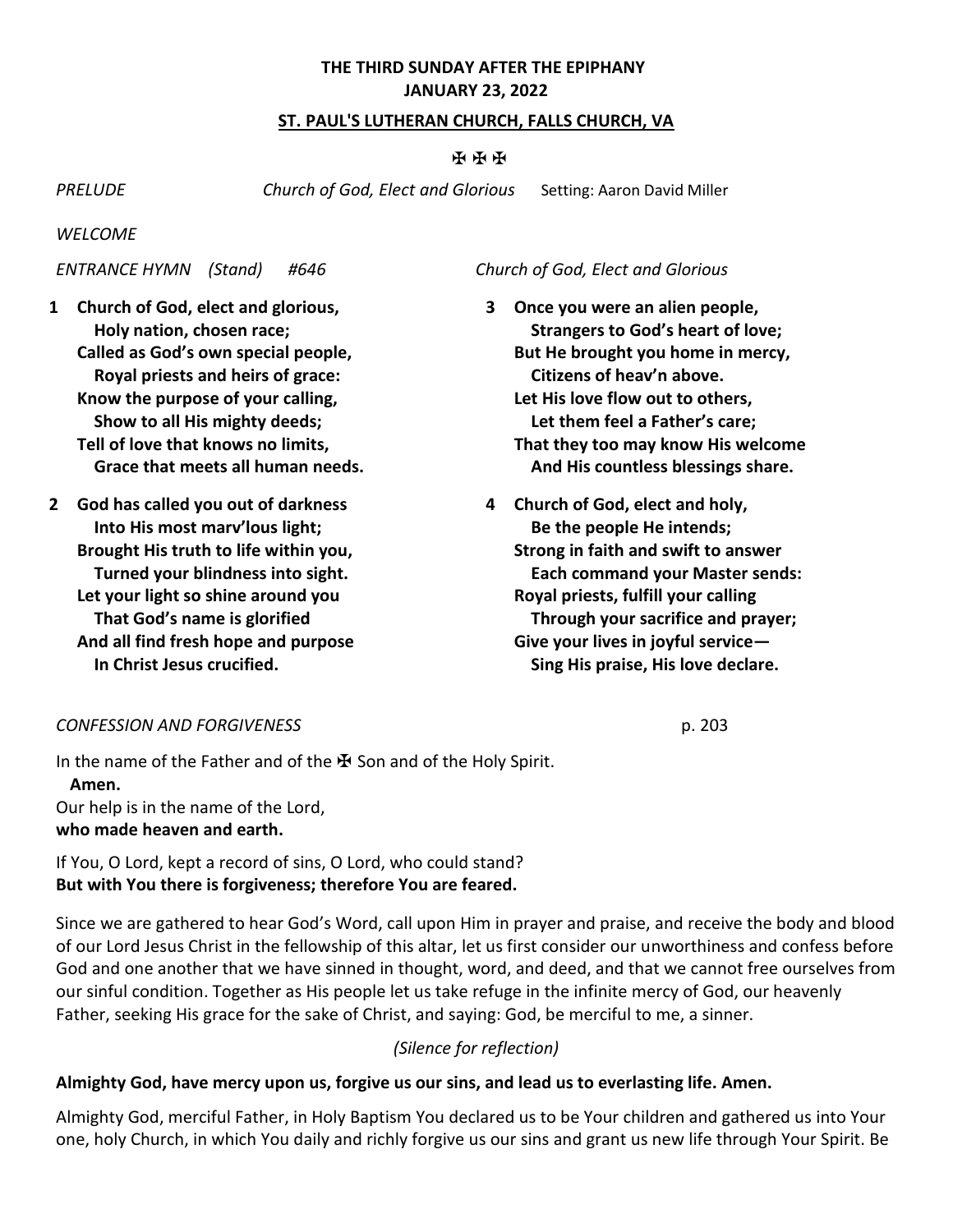**THE THIRD SUNDAY AFTER THE EPIPHANY**
**JANUARY 23, 2022**

**ST. PAUL'S LUTHERAN CHURCH, FALLS CHURCH, VA**

✠ ✠ ✠

*PRELUDE* *Church of God, Elect and Glorious* Setting: Aaron David Miller

*WELCOME*

*ENTRANCE HYMN (Stand) #646* *Church of God, Elect and Glorious*

**1 Church of God, elect and glorious,**
**Holy nation, chosen race;**
**Called as God's own special people,**
**Royal priests and heirs of grace:**
**Know the purpose of your calling,**
**Show to all His mighty deeds;**
**Tell of love that knows no limits,**
**Grace that meets all human needs.**

**2 God has called you out of darkness**
**Into His most marv'lous light;**
**Brought His truth to life within you,**
**Turned your blindness into sight.**
**Let your light so shine around you**
**That God's name is glorified**
**And all find fresh hope and purpose**
**In Christ Jesus crucified.**

**3 Once you were an alien people,**
**Strangers to God's heart of love;**
**But He brought you home in mercy,**
**Citizens of heav'n above.**
**Let His love flow out to others,**
**Let them feel a Father's care;**
**That they too may know His welcome**
**And His countless blessings share.**

**4 Church of God, elect and holy,**
**Be the people He intends;**
**Strong in faith and swift to answer**
**Each command your Master sends:**
**Royal priests, fulfill your calling**
**Through your sacrifice and prayer;**
**Give your lives in joyful service—**
**Sing His praise, His love declare.**

*CONFESSION AND FORGIVENESS* p. 203

In the name of the Father and of the ✠ Son and of the Holy Spirit.
**Amen.**
Our help is in the name of the Lord,
**who made heaven and earth.**

If You, O Lord, kept a record of sins, O Lord, who could stand?
**But with You there is forgiveness; therefore You are feared.**

Since we are gathered to hear God's Word, call upon Him in prayer and praise, and receive the body and blood of our Lord Jesus Christ in the fellowship of this altar, let us first consider our unworthiness and confess before God and one another that we have sinned in thought, word, and deed, and that we cannot free ourselves from our sinful condition. Together as His people let us take refuge in the infinite mercy of God, our heavenly Father, seeking His grace for the sake of Christ, and saying: God, be merciful to me, a sinner.

*(Silence for reflection)*

**Almighty God, have mercy upon us, forgive us our sins, and lead us to everlasting life. Amen.**

Almighty God, merciful Father, in Holy Baptism You declared us to be Your children and gathered us into Your one, holy Church, in which You daily and richly forgive us our sins and grant us new life through Your Spirit. Be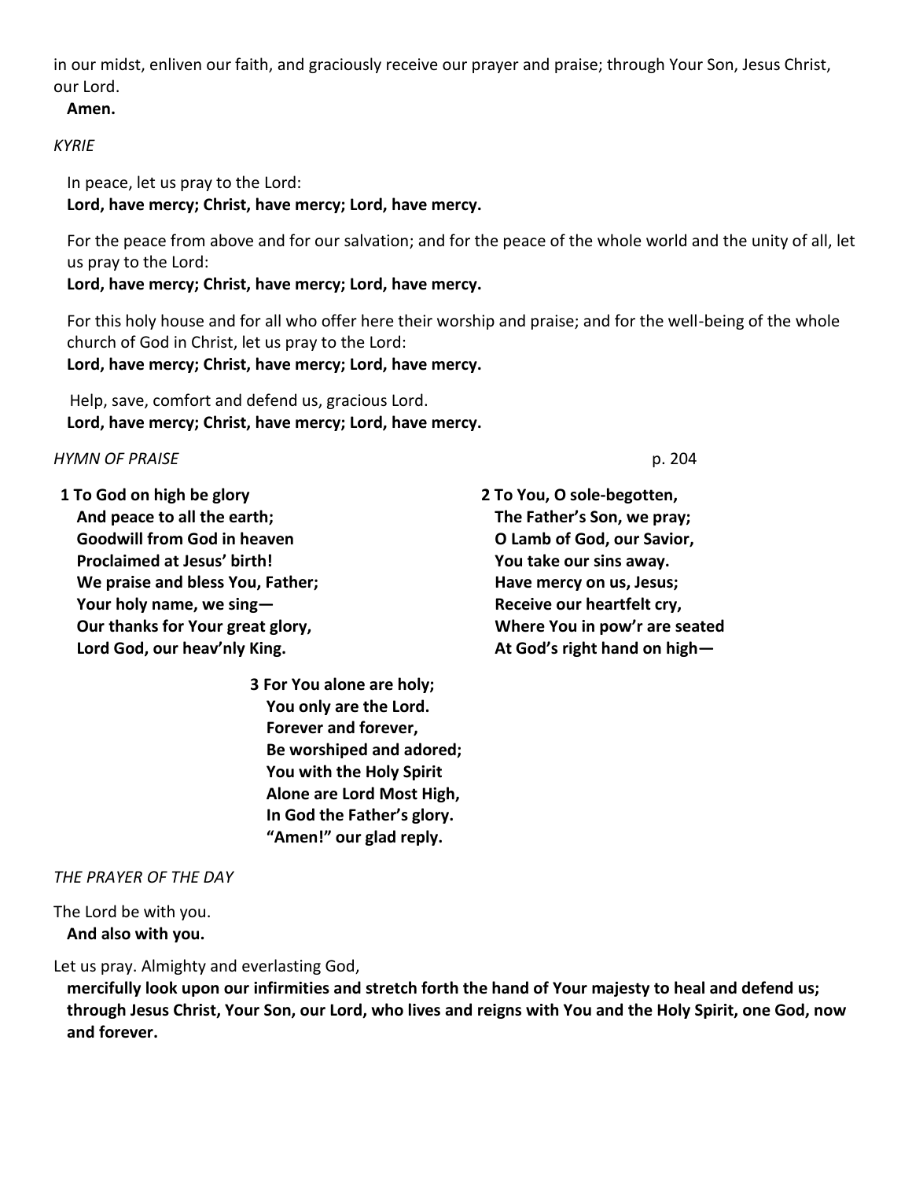in our midst, enliven our faith, and graciously receive our prayer and praise; through Your Son, Jesus Christ, our Lord.

**Amen.**

*KYRIE*

In peace, let us pray to the Lord:
**Lord, have mercy; Christ, have mercy; Lord, have mercy.**

For the peace from above and for our salvation; and for the peace of the whole world and the unity of all, let us pray to the Lord:
**Lord, have mercy; Christ, have mercy; Lord, have mercy.**

For this holy house and for all who offer here their worship and praise; and for the well-being of the whole church of God in Christ, let us pray to the Lord:
**Lord, have mercy; Christ, have mercy; Lord, have mercy.**

Help, save, comfort and defend us, gracious Lord.
**Lord, have mercy; Christ, have mercy; Lord, have mercy.**

*HYMN OF PRAISE* p. 204

**1 To God on high be glory**
**And peace to all the earth;**
**Goodwill from God in heaven**
**Proclaimed at Jesus' birth!**
**We praise and bless You, Father;**
**Your holy name, we sing—**
**Our thanks for Your great glory,**
**Lord God, our heav'nly King.**

**2 To You, O sole-begotten,**
**The Father's Son, we pray;**
**O Lamb of God, our Savior,**
**You take our sins away.**
**Have mercy on us, Jesus;**
**Receive our heartfelt cry,**
**Where You in pow'r are seated**
**At God's right hand on high—**

**3 For You alone are holy;**
**You only are the Lord.**
**Forever and forever,**
**Be worshiped and adored;**
**You with the Holy Spirit**
**Alone are Lord Most High,**
**In God the Father's glory.**
**"Amen!" our glad reply.**

*THE PRAYER OF THE DAY*

The Lord be with you.
**And also with you.**

Let us pray. Almighty and everlasting God,
**mercifully look upon our infirmities and stretch forth the hand of Your majesty to heal and defend us; through Jesus Christ, Your Son, our Lord, who lives and reigns with You and the Holy Spirit, one God, now and forever.**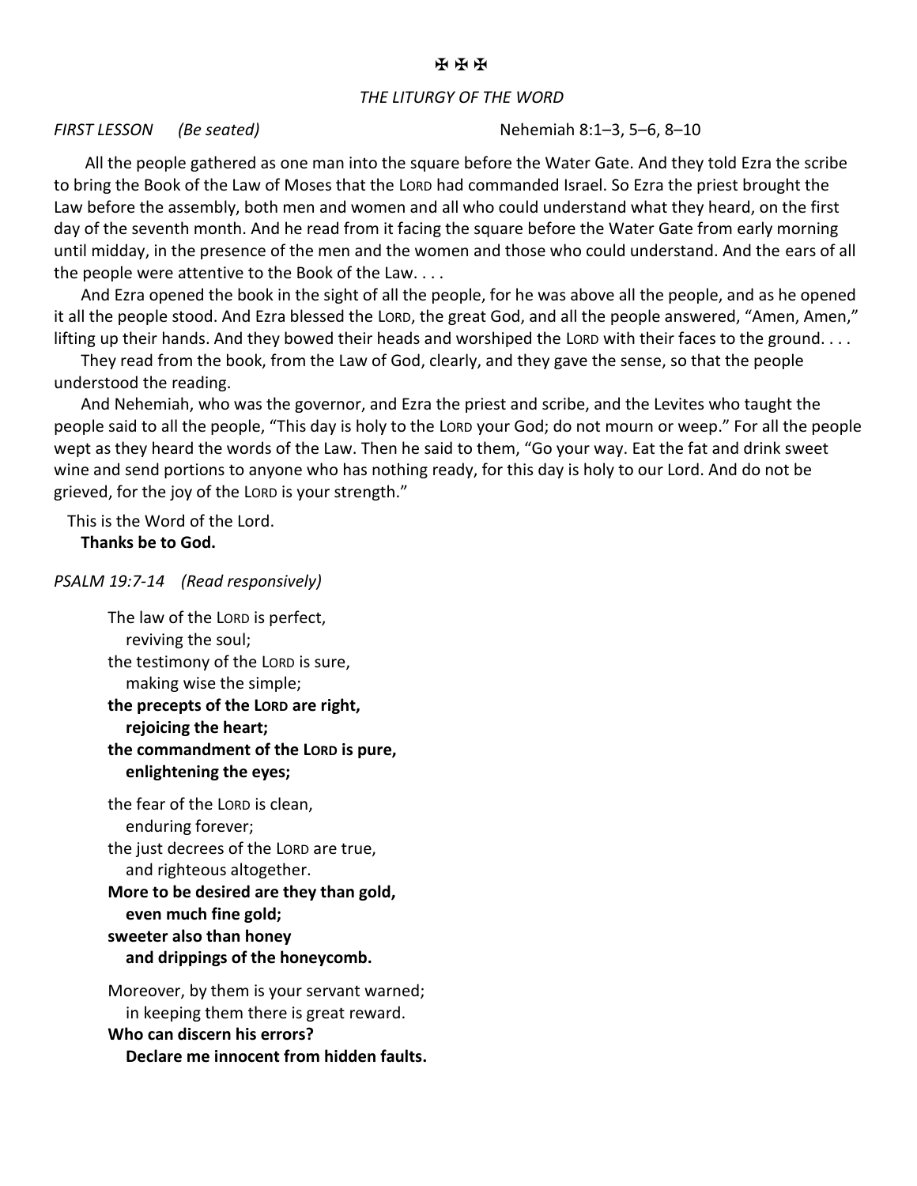✠ ✠ ✠

*THE LITURGY OF THE WORD*

*FIRST LESSON* *(Be seated)* Nehemiah 8:1–3, 5–6, 8–10

All the people gathered as one man into the square before the Water Gate. And they told Ezra the scribe to bring the Book of the Law of Moses that the LORD had commanded Israel. So Ezra the priest brought the Law before the assembly, both men and women and all who could understand what they heard, on the first day of the seventh month. And he read from it facing the square before the Water Gate from early morning until midday, in the presence of the men and the women and those who could understand. And the ears of all the people were attentive to the Book of the Law. . . .

And Ezra opened the book in the sight of all the people, for he was above all the people, and as he opened it all the people stood. And Ezra blessed the LORD, the great God, and all the people answered, "Amen, Amen," lifting up their hands. And they bowed their heads and worshiped the LORD with their faces to the ground. . . .

They read from the book, from the Law of God, clearly, and they gave the sense, so that the people understood the reading.

And Nehemiah, who was the governor, and Ezra the priest and scribe, and the Levites who taught the people said to all the people, "This day is holy to the LORD your God; do not mourn or weep." For all the people wept as they heard the words of the Law. Then he said to them, "Go your way. Eat the fat and drink sweet wine and send portions to anyone who has nothing ready, for this day is holy to our Lord. And do not be grieved, for the joy of the LORD is your strength."

This is the Word of the Lord.
**Thanks be to God.**

*PSALM 19:7-14* *(Read responsively)*

The law of the LORD is perfect,
reviving the soul;
the testimony of the LORD is sure,
making wise the simple;
**the precepts of the LORD are right,**
**rejoicing the heart;**
**the commandment of the LORD is pure,**
**enlightening the eyes;**

the fear of the LORD is clean,
enduring forever;
the just decrees of the LORD are true,
and righteous altogether.
**More to be desired are they than gold,**
**even much fine gold;**
**sweeter also than honey**
**and drippings of the honeycomb.**

Moreover, by them is your servant warned;
in keeping them there is great reward.
**Who can discern his errors?**
**Declare me innocent from hidden faults.**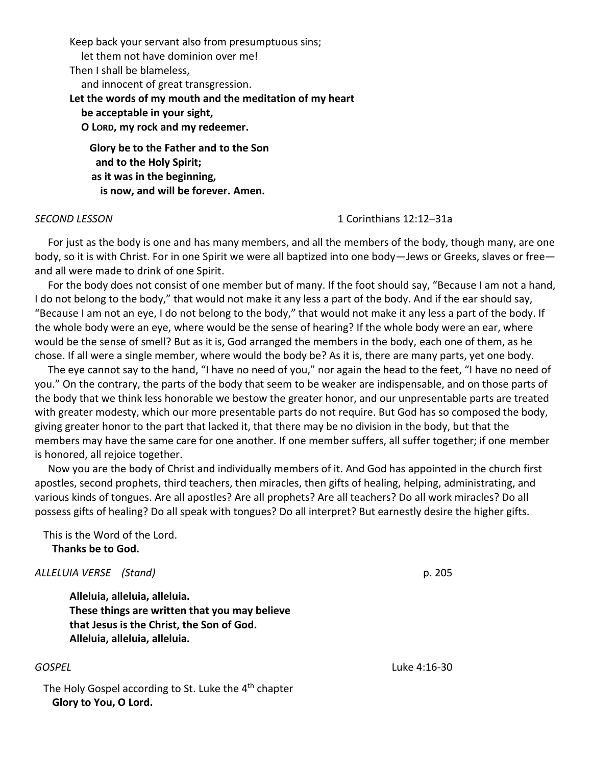Keep back your servant also from presumptuous sins;
  let them not have dominion over me!
Then I shall be blameless,
  and innocent of great transgression.
**Let the words of my mouth and the meditation of my heart**
  **be acceptable in your sight,**
  **O LORD, my rock and my redeemer.**

**Glory be to the Father and to the Son**
  **and to the Holy Spirit;**
**as it was in the beginning,**
  **is now, and will be forever. Amen.**

*SECOND LESSON* 1 Corinthians 12:12–31a

For just as the body is one and has many members, and all the members of the body, though many, are one body, so it is with Christ. For in one Spirit we were all baptized into one body—Jews or Greeks, slaves or free—and all were made to drink of one Spirit.

For the body does not consist of one member but of many. If the foot should say, "Because I am not a hand, I do not belong to the body," that would not make it any less a part of the body. And if the ear should say, "Because I am not an eye, I do not belong to the body," that would not make it any less a part of the body. If the whole body were an eye, where would be the sense of hearing? If the whole body were an ear, where would be the sense of smell? But as it is, God arranged the members in the body, each one of them, as he chose. If all were a single member, where would the body be? As it is, there are many parts, yet one body.

The eye cannot say to the hand, "I have no need of you," nor again the head to the feet, "I have no need of you." On the contrary, the parts of the body that seem to be weaker are indispensable, and on those parts of the body that we think less honorable we bestow the greater honor, and our unpresentable parts are treated with greater modesty, which our more presentable parts do not require. But God has so composed the body, giving greater honor to the part that lacked it, that there may be no division in the body, but that the members may have the same care for one another. If one member suffers, all suffer together; if one member is honored, all rejoice together.

Now you are the body of Christ and individually members of it. And God has appointed in the church first apostles, second prophets, third teachers, then miracles, then gifts of healing, helping, administrating, and various kinds of tongues. Are all apostles? Are all prophets? Are all teachers? Do all work miracles? Do all possess gifts of healing? Do all speak with tongues? Do all interpret? But earnestly desire the higher gifts.

This is the Word of the Lord.
  **Thanks be to God.**

*ALLELUIA VERSE (Stand)* p. 205

**Alleluia, alleluia, alleluia.**
**These things are written that you may believe**
**that Jesus is the Christ, the Son of God.**
**Alleluia, alleluia, alleluia.**

*GOSPEL* Luke 4:16-30

The Holy Gospel according to St. Luke the 4th chapter
  **Glory to You, O Lord.**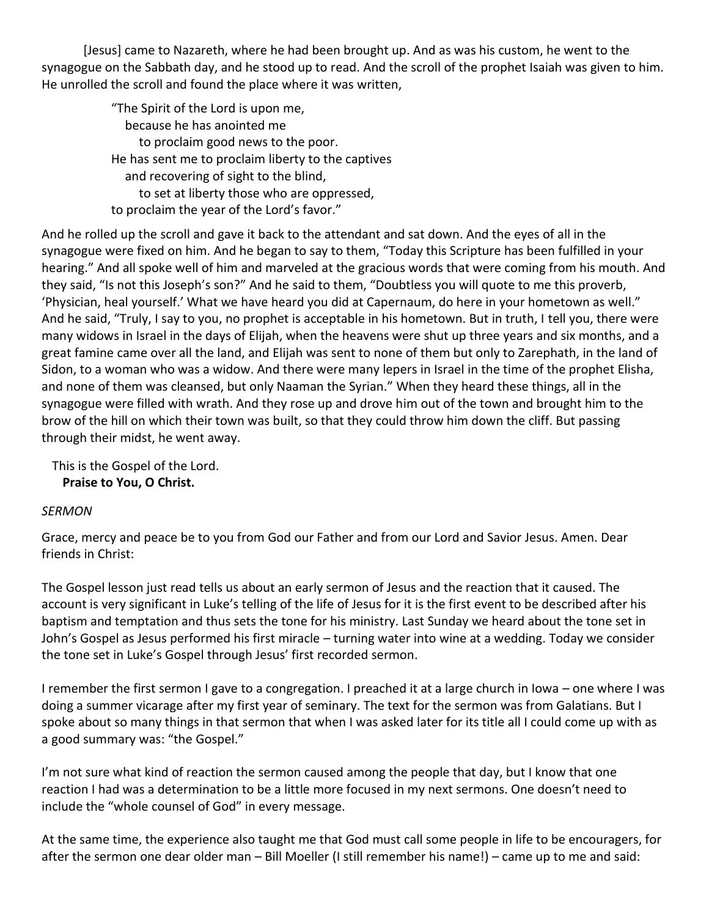[Jesus] came to Nazareth, where he had been brought up. And as was his custom, he went to the synagogue on the Sabbath day, and he stood up to read. And the scroll of the prophet Isaiah was given to him. He unrolled the scroll and found the place where it was written,

> "The Spirit of the Lord is upon me,
> because he has anointed me
> to proclaim good news to the poor.
> He has sent me to proclaim liberty to the captives
> and recovering of sight to the blind,
> to set at liberty those who are oppressed,
> to proclaim the year of the Lord's favor."

And he rolled up the scroll and gave it back to the attendant and sat down. And the eyes of all in the synagogue were fixed on him. And he began to say to them, "Today this Scripture has been fulfilled in your hearing." And all spoke well of him and marveled at the gracious words that were coming from his mouth. And they said, "Is not this Joseph's son?" And he said to them, "Doubtless you will quote to me this proverb, 'Physician, heal yourself.' What we have heard you did at Capernaum, do here in your hometown as well." And he said, "Truly, I say to you, no prophet is acceptable in his hometown. But in truth, I tell you, there were many widows in Israel in the days of Elijah, when the heavens were shut up three years and six months, and a great famine came over all the land, and Elijah was sent to none of them but only to Zarephath, in the land of Sidon, to a woman who was a widow. And there were many lepers in Israel in the time of the prophet Elisha, and none of them was cleansed, but only Naaman the Syrian." When they heard these things, all in the synagogue were filled with wrath. And they rose up and drove him out of the town and brought him to the brow of the hill on which their town was built, so that they could throw him down the cliff. But passing through their midst, he went away.

This is the Gospel of the Lord.
**Praise to You, O Christ.**

*SERMON*

Grace, mercy and peace be to you from God our Father and from our Lord and Savior Jesus. Amen. Dear friends in Christ:

The Gospel lesson just read tells us about an early sermon of Jesus and the reaction that it caused. The account is very significant in Luke's telling of the life of Jesus for it is the first event to be described after his baptism and temptation and thus sets the tone for his ministry. Last Sunday we heard about the tone set in John's Gospel as Jesus performed his first miracle – turning water into wine at a wedding. Today we consider the tone set in Luke's Gospel through Jesus' first recorded sermon.

I remember the first sermon I gave to a congregation. I preached it at a large church in Iowa – one where I was doing a summer vicarage after my first year of seminary. The text for the sermon was from Galatians. But I spoke about so many things in that sermon that when I was asked later for its title all I could come up with as a good summary was: "the Gospel."

I'm not sure what kind of reaction the sermon caused among the people that day, but I know that one reaction I had was a determination to be a little more focused in my next sermons. One doesn't need to include the "whole counsel of God" in every message.

At the same time, the experience also taught me that God must call some people in life to be encouragers, for after the sermon one dear older man – Bill Moeller (I still remember his name!) – came up to me and said: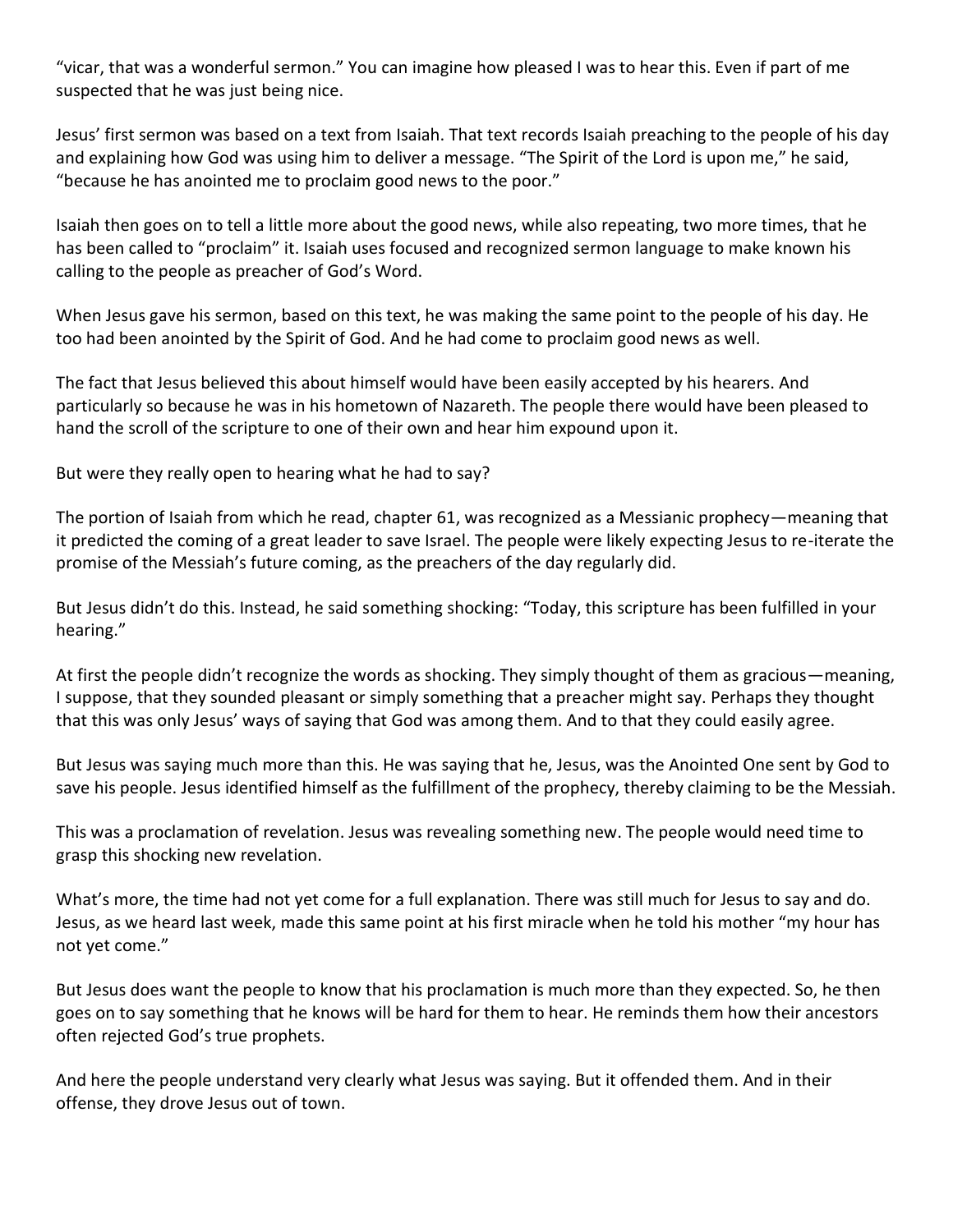"vicar, that was a wonderful sermon." You can imagine how pleased I was to hear this. Even if part of me suspected that he was just being nice.

Jesus' first sermon was based on a text from Isaiah. That text records Isaiah preaching to the people of his day and explaining how God was using him to deliver a message. "The Spirit of the Lord is upon me," he said, "because he has anointed me to proclaim good news to the poor."

Isaiah then goes on to tell a little more about the good news, while also repeating, two more times, that he has been called to "proclaim" it. Isaiah uses focused and recognized sermon language to make known his calling to the people as preacher of God's Word.

When Jesus gave his sermon, based on this text, he was making the same point to the people of his day. He too had been anointed by the Spirit of God. And he had come to proclaim good news as well.

The fact that Jesus believed this about himself would have been easily accepted by his hearers. And particularly so because he was in his hometown of Nazareth. The people there would have been pleased to hand the scroll of the scripture to one of their own and hear him expound upon it.

But were they really open to hearing what he had to say?

The portion of Isaiah from which he read, chapter 61, was recognized as a Messianic prophecy—meaning that it predicted the coming of a great leader to save Israel. The people were likely expecting Jesus to re-iterate the promise of the Messiah's future coming, as the preachers of the day regularly did.

But Jesus didn't do this. Instead, he said something shocking: "Today, this scripture has been fulfilled in your hearing."

At first the people didn't recognize the words as shocking. They simply thought of them as gracious—meaning, I suppose, that they sounded pleasant or simply something that a preacher might say. Perhaps they thought that this was only Jesus' ways of saying that God was among them. And to that they could easily agree.

But Jesus was saying much more than this. He was saying that he, Jesus, was the Anointed One sent by God to save his people. Jesus identified himself as the fulfillment of the prophecy, thereby claiming to be the Messiah.

This was a proclamation of revelation. Jesus was revealing something new. The people would need time to grasp this shocking new revelation.

What's more, the time had not yet come for a full explanation. There was still much for Jesus to say and do. Jesus, as we heard last week, made this same point at his first miracle when he told his mother "my hour has not yet come."

But Jesus does want the people to know that his proclamation is much more than they expected. So, he then goes on to say something that he knows will be hard for them to hear. He reminds them how their ancestors often rejected God's true prophets.

And here the people understand very clearly what Jesus was saying. But it offended them. And in their offense, they drove Jesus out of town.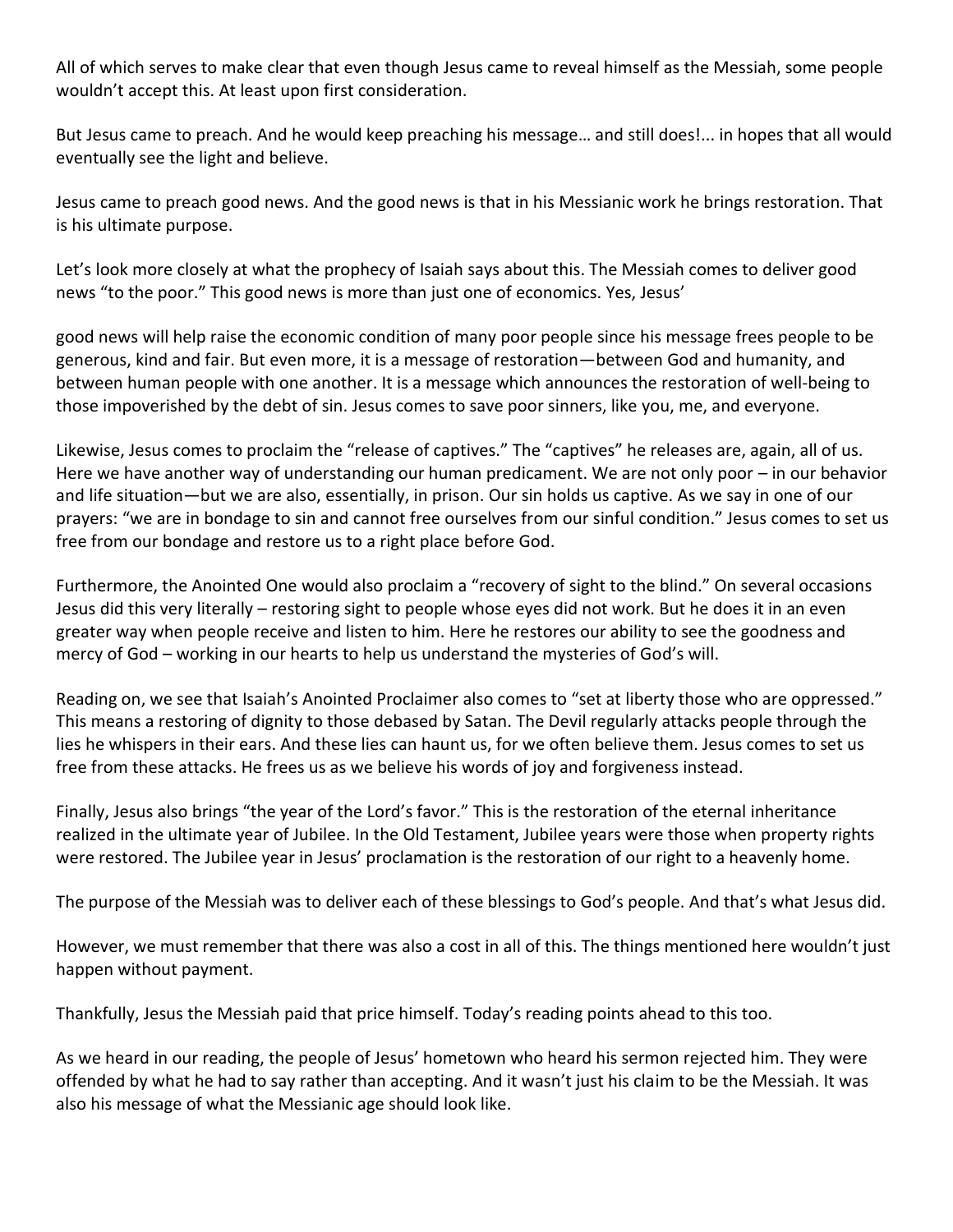All of which serves to make clear that even though Jesus came to reveal himself as the Messiah, some people wouldn't accept this. At least upon first consideration.

But Jesus came to preach. And he would keep preaching his message… and still does!... in hopes that all would eventually see the light and believe.

Jesus came to preach good news. And the good news is that in his Messianic work he brings restoration. That is his ultimate purpose.

Let's look more closely at what the prophecy of Isaiah says about this. The Messiah comes to deliver good news "to the poor." This good news is more than just one of economics. Yes, Jesus'

good news will help raise the economic condition of many poor people since his message frees people to be generous, kind and fair. But even more, it is a message of restoration—between God and humanity, and between human people with one another. It is a message which announces the restoration of well-being to those impoverished by the debt of sin. Jesus comes to save poor sinners, like you, me, and everyone.

Likewise, Jesus comes to proclaim the "release of captives." The "captives" he releases are, again, all of us. Here we have another way of understanding our human predicament. We are not only poor – in our behavior and life situation—but we are also, essentially, in prison. Our sin holds us captive. As we say in one of our prayers: "we are in bondage to sin and cannot free ourselves from our sinful condition." Jesus comes to set us free from our bondage and restore us to a right place before God.

Furthermore, the Anointed One would also proclaim a "recovery of sight to the blind." On several occasions Jesus did this very literally – restoring sight to people whose eyes did not work. But he does it in an even greater way when people receive and listen to him. Here he restores our ability to see the goodness and mercy of God – working in our hearts to help us understand the mysteries of God's will.

Reading on, we see that Isaiah's Anointed Proclaimer also comes to "set at liberty those who are oppressed." This means a restoring of dignity to those debased by Satan. The Devil regularly attacks people through the lies he whispers in their ears. And these lies can haunt us, for we often believe them. Jesus comes to set us free from these attacks. He frees us as we believe his words of joy and forgiveness instead.

Finally, Jesus also brings "the year of the Lord's favor." This is the restoration of the eternal inheritance realized in the ultimate year of Jubilee. In the Old Testament, Jubilee years were those when property rights were restored. The Jubilee year in Jesus' proclamation is the restoration of our right to a heavenly home.

The purpose of the Messiah was to deliver each of these blessings to God's people. And that's what Jesus did.

However, we must remember that there was also a cost in all of this. The things mentioned here wouldn't just happen without payment.

Thankfully, Jesus the Messiah paid that price himself. Today's reading points ahead to this too.

As we heard in our reading, the people of Jesus' hometown who heard his sermon rejected him. They were offended by what he had to say rather than accepting. And it wasn't just his claim to be the Messiah. It was also his message of what the Messianic age should look like.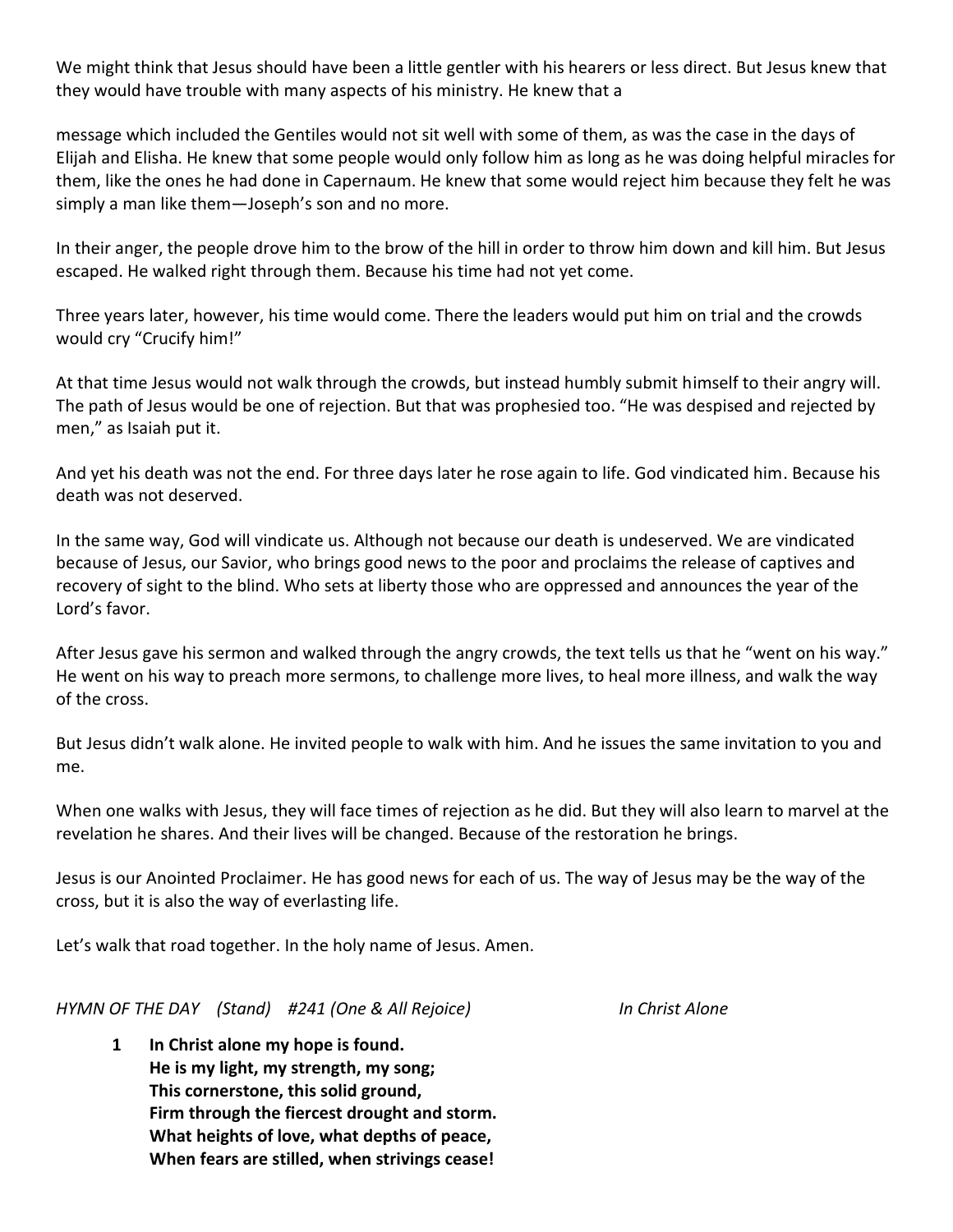We might think that Jesus should have been a little gentler with his hearers or less direct. But Jesus knew that they would have trouble with many aspects of his ministry. He knew that a

message which included the Gentiles would not sit well with some of them, as was the case in the days of Elijah and Elisha. He knew that some people would only follow him as long as he was doing helpful miracles for them, like the ones he had done in Capernaum. He knew that some would reject him because they felt he was simply a man like them—Joseph's son and no more.

In their anger, the people drove him to the brow of the hill in order to throw him down and kill him. But Jesus escaped. He walked right through them. Because his time had not yet come.

Three years later, however, his time would come. There the leaders would put him on trial and the crowds would cry "Crucify him!"

At that time Jesus would not walk through the crowds, but instead humbly submit himself to their angry will. The path of Jesus would be one of rejection. But that was prophesied too. "He was despised and rejected by men," as Isaiah put it.

And yet his death was not the end. For three days later he rose again to life. God vindicated him. Because his death was not deserved.

In the same way, God will vindicate us. Although not because our death is undeserved. We are vindicated because of Jesus, our Savior, who brings good news to the poor and proclaims the release of captives and recovery of sight to the blind. Who sets at liberty those who are oppressed and announces the year of the Lord's favor.

After Jesus gave his sermon and walked through the angry crowds, the text tells us that he "went on his way." He went on his way to preach more sermons, to challenge more lives, to heal more illness, and walk the way of the cross.

But Jesus didn't walk alone. He invited people to walk with him. And he issues the same invitation to you and me.

When one walks with Jesus, they will face times of rejection as he did. But they will also learn to marvel at the revelation he shares. And their lives will be changed. Because of the restoration he brings.

Jesus is our Anointed Proclaimer. He has good news for each of us. The way of Jesus may be the way of the cross, but it is also the way of everlasting life.

Let's walk that road together. In the holy name of Jesus. Amen.

*HYMN OF THE DAY (Stand) #241 (One & All Rejoice)* *In Christ Alone*

**1 In Christ alone my hope is found.**
**He is my light, my strength, my song;**
**This cornerstone, this solid ground,**
**Firm through the fiercest drought and storm.**
**What heights of love, what depths of peace,**
**When fears are stilled, when strivings cease!**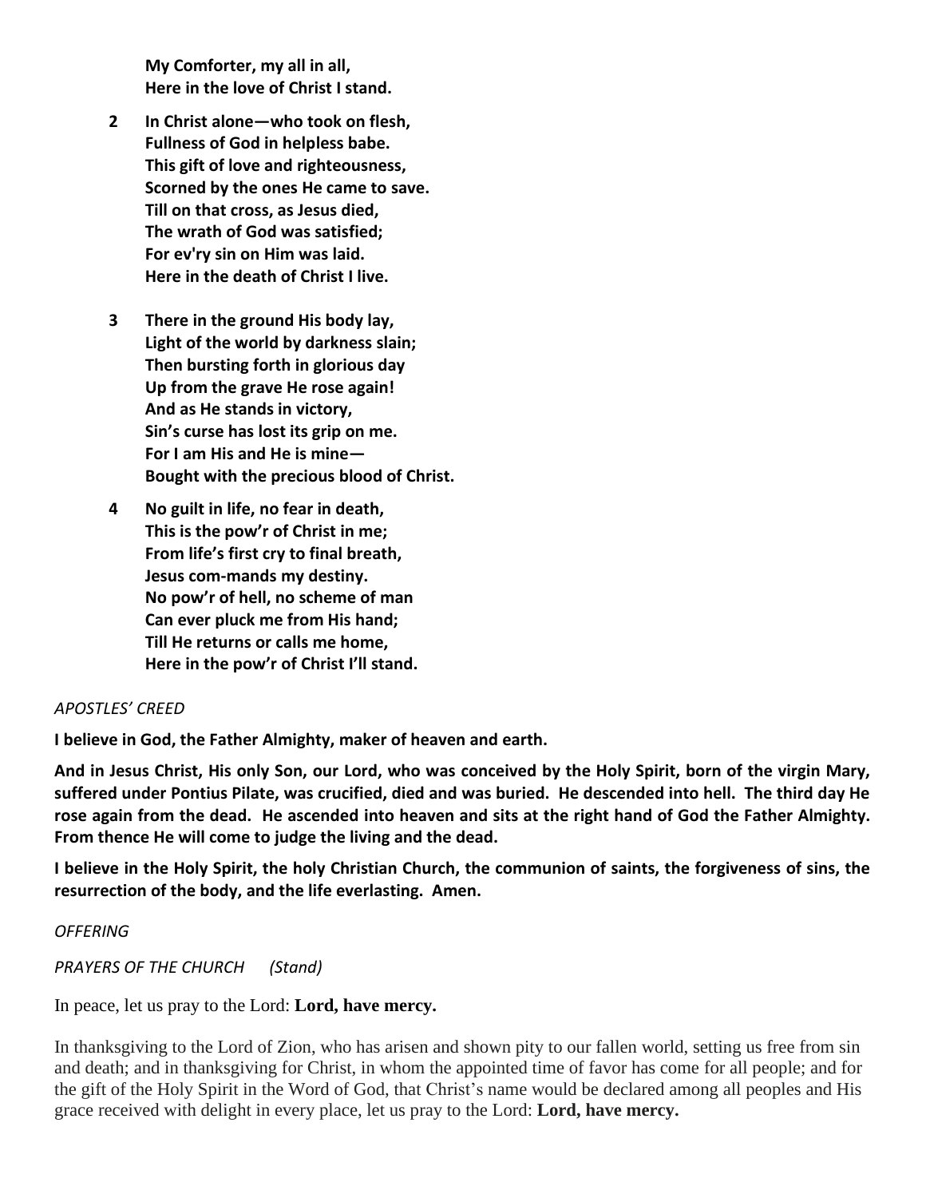**My Comforter, my all in all,**
**Here in the love of Christ I stand.**

2 **In Christ alone—who took on flesh,**
**Fullness of God in helpless babe.**
**This gift of love and righteousness,**
**Scorned by the ones He came to save.**
**Till on that cross, as Jesus died,**
**The wrath of God was satisfied;**
**For ev'ry sin on Him was laid.**
**Here in the death of Christ I live.**

3 **There in the ground His body lay,**
**Light of the world by darkness slain;**
**Then bursting forth in glorious day**
**Up from the grave He rose again!**
**And as He stands in victory,**
**Sin's curse has lost its grip on me.**
**For I am His and He is mine—**
**Bought with the precious blood of Christ.**

4 **No guilt in life, no fear in death,**
**This is the pow'r of Christ in me;**
**From life's first cry to final breath,**
**Jesus com-mands my destiny.**
**No pow'r of hell, no scheme of man**
**Can ever pluck me from His hand;**
**Till He returns or calls me home,**
**Here in the pow'r of Christ I'll stand.**

*APOSTLES' CREED*

**I believe in God, the Father Almighty, maker of heaven and earth.**

**And in Jesus Christ, His only Son, our Lord, who was conceived by the Holy Spirit, born of the virgin Mary, suffered under Pontius Pilate, was crucified, died and was buried. He descended into hell. The third day He rose again from the dead. He ascended into heaven and sits at the right hand of God the Father Almighty. From thence He will come to judge the living and the dead.**

**I believe in the Holy Spirit, the holy Christian Church, the communion of saints, the forgiveness of sins, the resurrection of the body, and the life everlasting. Amen.**

*OFFERING*

*PRAYERS OF THE CHURCH (Stand)*

In peace, let us pray to the Lord: **Lord, have mercy.**

In thanksgiving to the Lord of Zion, who has arisen and shown pity to our fallen world, setting us free from sin and death; and in thanksgiving for Christ, in whom the appointed time of favor has come for all people; and for the gift of the Holy Spirit in the Word of God, that Christ's name would be declared among all peoples and His grace received with delight in every place, let us pray to the Lord: **Lord, have mercy.**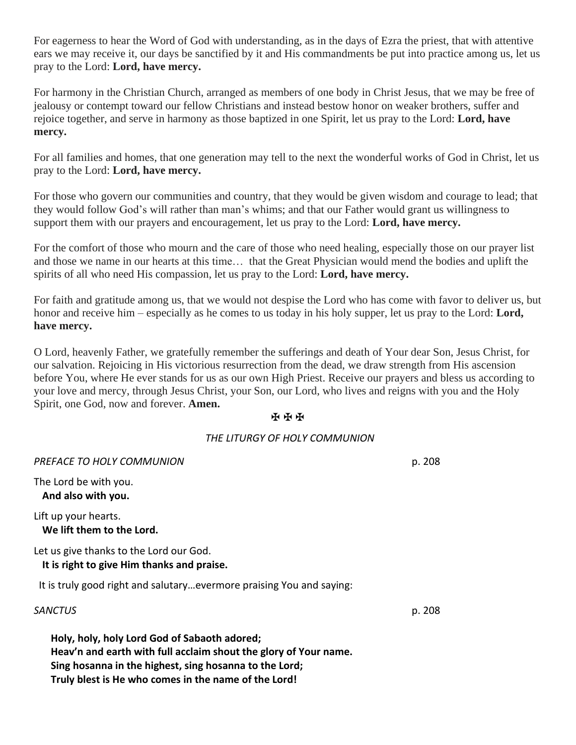For eagerness to hear the Word of God with understanding, as in the days of Ezra the priest, that with attentive ears we may receive it, our days be sanctified by it and His commandments be put into practice among us, let us pray to the Lord: **Lord, have mercy.**

For harmony in the Christian Church, arranged as members of one body in Christ Jesus, that we may be free of jealousy or contempt toward our fellow Christians and instead bestow honor on weaker brothers, suffer and rejoice together, and serve in harmony as those baptized in one Spirit, let us pray to the Lord: **Lord, have mercy.**

For all families and homes, that one generation may tell to the next the wonderful works of God in Christ, let us pray to the Lord: **Lord, have mercy.**

For those who govern our communities and country, that they would be given wisdom and courage to lead; that they would follow God's will rather than man's whims; and that our Father would grant us willingness to support them with our prayers and encouragement, let us pray to the Lord: **Lord, have mercy.**

For the comfort of those who mourn and the care of those who need healing, especially those on our prayer list and those we name in our hearts at this time… that the Great Physician would mend the bodies and uplift the spirits of all who need His compassion, let us pray to the Lord: **Lord, have mercy.**

For faith and gratitude among us, that we would not despise the Lord who has come with favor to deliver us, but honor and receive him – especially as he comes to us today in his holy supper, let us pray to the Lord: **Lord, have mercy.**

O Lord, heavenly Father, we gratefully remember the sufferings and death of Your dear Son, Jesus Christ, for our salvation. Rejoicing in His victorious resurrection from the dead, we draw strength from His ascension before You, where He ever stands for us as our own High Priest. Receive our prayers and bless us according to your love and mercy, through Jesus Christ, your Son, our Lord, who lives and reigns with you and the Holy Spirit, one God, now and forever. **Amen.**

✠ ✠ ✠

*THE LITURGY OF HOLY COMMUNION*

*PREFACE TO HOLY COMMUNION* p. 208

The Lord be with you.
**And also with you.**

Lift up your hearts.
**We lift them to the Lord.**

Let us give thanks to the Lord our God.
**It is right to give Him thanks and praise.**

It is truly good right and salutary…evermore praising You and saying:

*SANCTUS* p. 208

**Holy, holy, holy Lord God of Sabaoth adored;**
**Heav'n and earth with full acclaim shout the glory of Your name.**
**Sing hosanna in the highest, sing hosanna to the Lord;**
**Truly blest is He who comes in the name of the Lord!**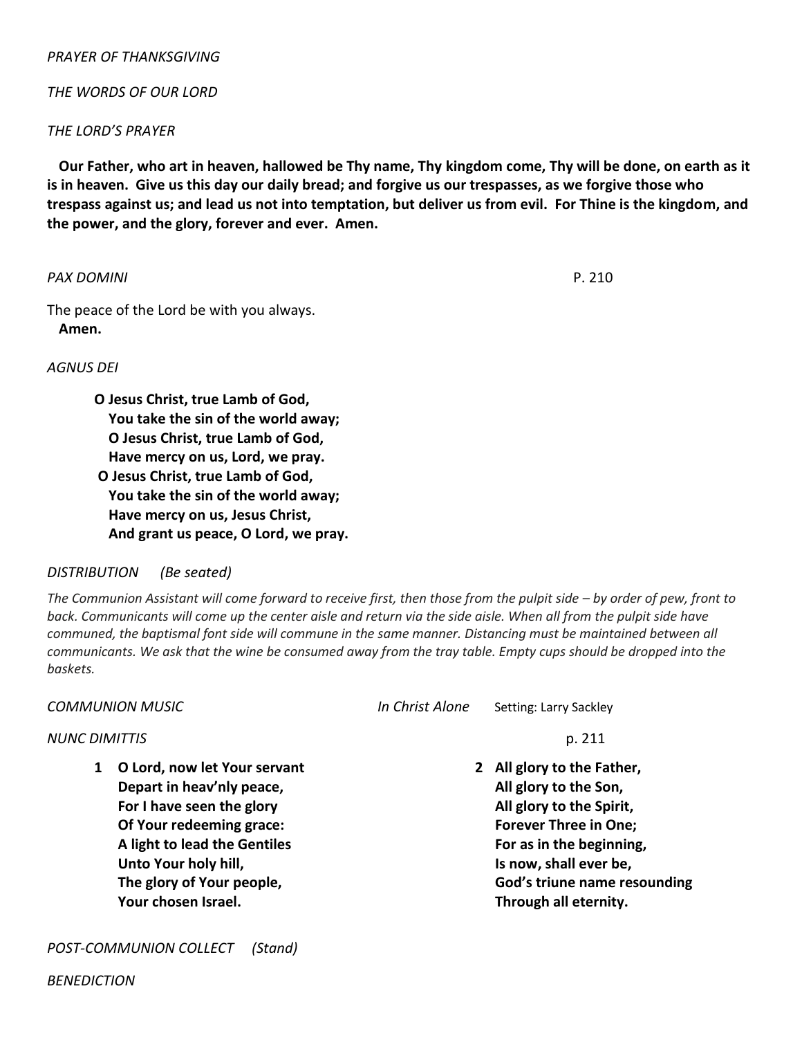*PRAYER OF THANKSGIVING*

*THE WORDS OF OUR LORD*

*THE LORD'S PRAYER*

**Our Father, who art in heaven, hallowed be Thy name, Thy kingdom come, Thy will be done, on earth as it is in heaven. Give us this day our daily bread; and forgive us our trespasses, as we forgive those who trespass against us; and lead us not into temptation, but deliver us from evil. For Thine is the kingdom, and the power, and the glory, forever and ever. Amen.**

*PAX DOMINI* P. 210

The peace of the Lord be with you always.
**Amen.**

*AGNUS DEI*

**O Jesus Christ, true Lamb of God,**
**You take the sin of the world away;**
**O Jesus Christ, true Lamb of God,**
**Have mercy on us, Lord, we pray.**
**O Jesus Christ, true Lamb of God,**
**You take the sin of the world away;**
**Have mercy on us, Jesus Christ,**
**And grant us peace, O Lord, we pray.**

*DISTRIBUTION (Be seated)*

*The Communion Assistant will come forward to receive first, then those from the pulpit side – by order of pew, front to back. Communicants will come up the center aisle and return via the side aisle. When all from the pulpit side have communed, the baptismal font side will commune in the same manner. Distancing must be maintained between all communicants. We ask that the wine be consumed away from the tray table. Empty cups should be dropped into the baskets.*

*COMMUNION MUSIC* *In Christ Alone* Setting: Larry Sackley

*NUNC DIMITTIS* p. 211

**1 O Lord, now let Your servant**
**Depart in heav'nly peace,**
**For I have seen the glory**
**Of Your redeeming grace:**
**A light to lead the Gentiles**
**Unto Your holy hill,**
**The glory of Your people,**
**Your chosen Israel.**

**2 All glory to the Father,**
**All glory to the Son,**
**All glory to the Spirit,**
**Forever Three in One;**
**For as in the beginning,**
**Is now, shall ever be,**
**God's triune name resounding**
**Through all eternity.**

*POST-COMMUNION COLLECT (Stand)*

*BENEDICTION*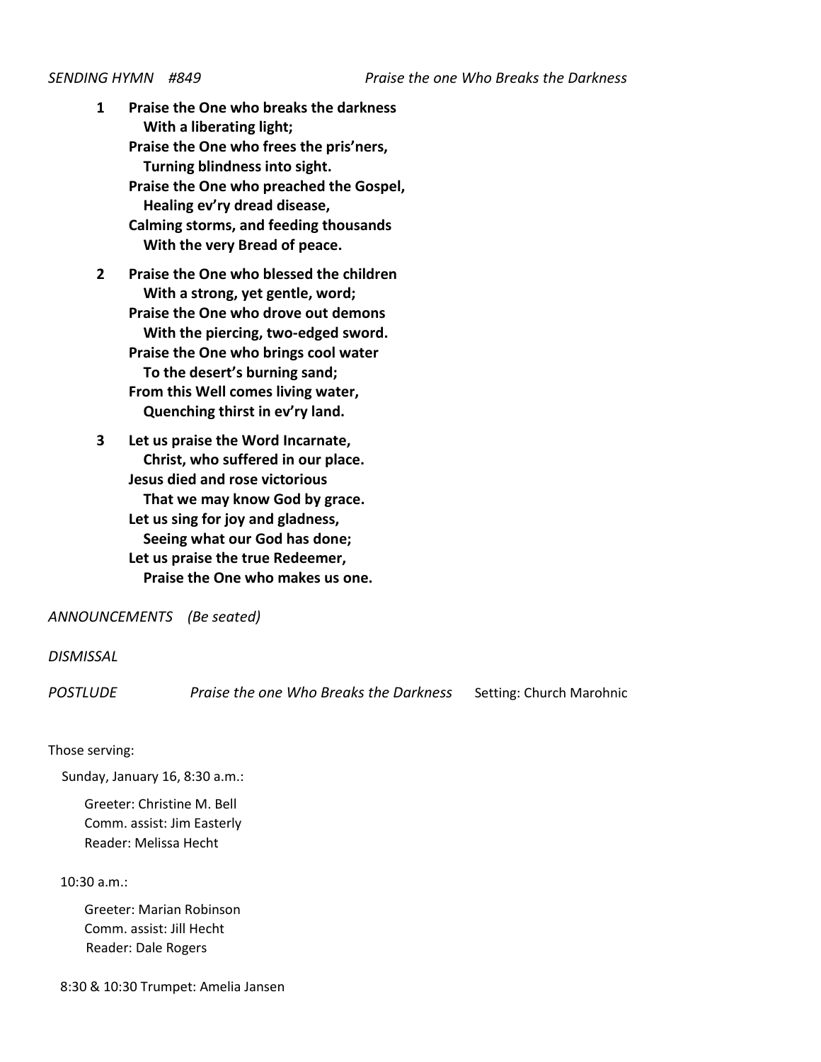*SENDING HYMN #849* *Praise the one Who Breaks the Darkness*

**1** **Praise the One who breaks the darkness**
**With a liberating light;**
**Praise the One who frees the pris'ners,**
**Turning blindness into sight.**
**Praise the One who preached the Gospel,**
**Healing ev'ry dread disease,**
**Calming storms, and feeding thousands**
**With the very Bread of peace.**

**2** **Praise the One who blessed the children**
**With a strong, yet gentle, word;**
**Praise the One who drove out demons**
**With the piercing, two-edged sword.**
**Praise the One who brings cool water**
**To the desert's burning sand;**
**From this Well comes living water,**
**Quenching thirst in ev'ry land.**

**3** **Let us praise the Word Incarnate,**
**Christ, who suffered in our place.**
**Jesus died and rose victorious**
**That we may know God by grace.**
**Let us sing for joy and gladness,**
**Seeing what our God has done;**
**Let us praise the true Redeemer,**
**Praise the One who makes us one.**

*ANNOUNCEMENTS (Be seated)*

*DISMISSAL*

*POSTLUDE* *Praise the one Who Breaks the Darkness* Setting: Church Marohnic

Those serving:

Sunday, January 16, 8:30 a.m.:

Greeter: Christine M. Bell
Comm. assist: Jim Easterly
Reader: Melissa Hecht

10:30 a.m.:

Greeter: Marian Robinson
Comm. assist: Jill Hecht
Reader: Dale Rogers

8:30 & 10:30 Trumpet: Amelia Jansen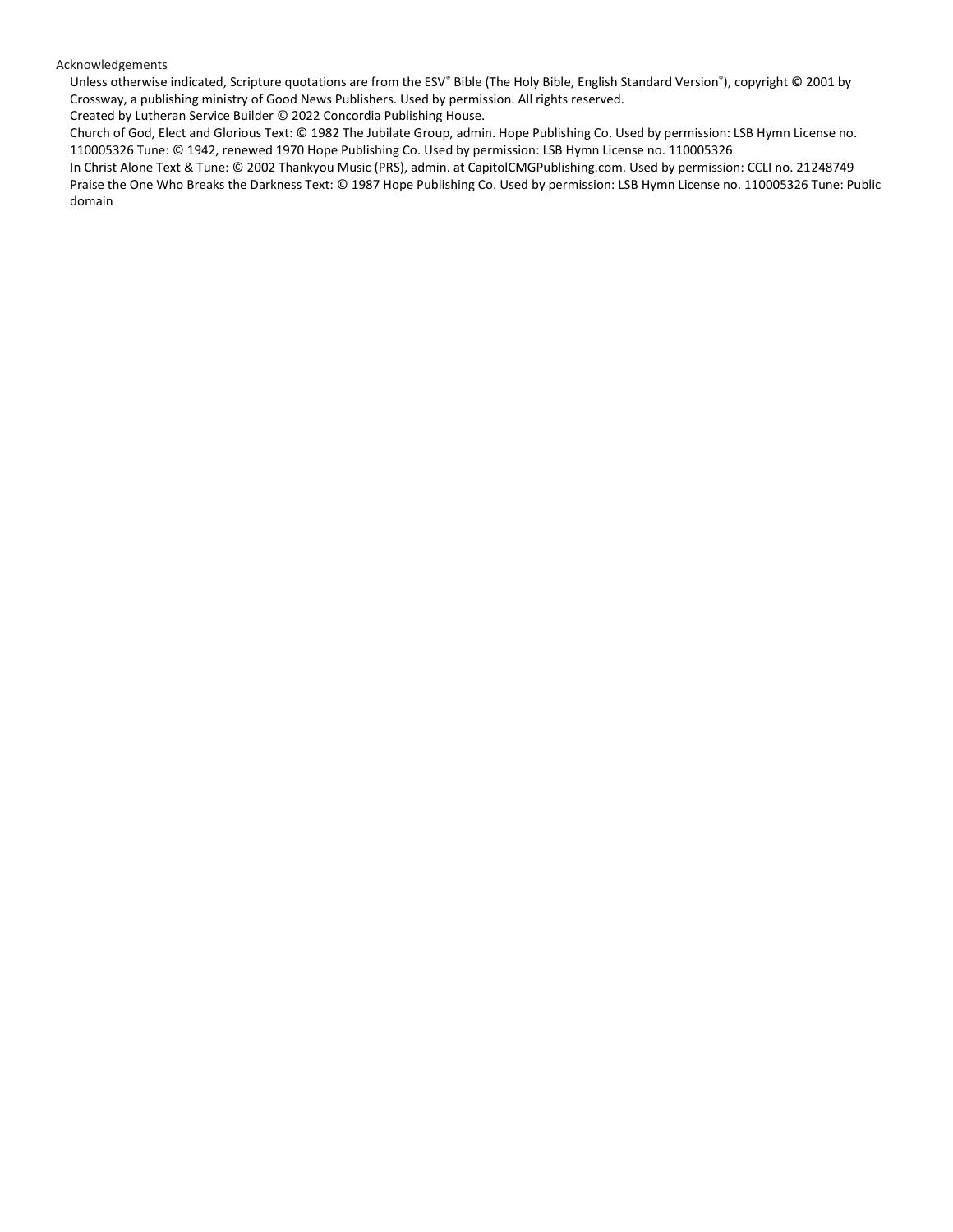Acknowledgements

Unless otherwise indicated, Scripture quotations are from the ESV® Bible (The Holy Bible, English Standard Version®), copyright © 2001 by Crossway, a publishing ministry of Good News Publishers. Used by permission. All rights reserved.

Created by Lutheran Service Builder © 2022 Concordia Publishing House.

Church of God, Elect and Glorious Text: © 1982 The Jubilate Group, admin. Hope Publishing Co. Used by permission: LSB Hymn License no. 110005326 Tune: © 1942, renewed 1970 Hope Publishing Co. Used by permission: LSB Hymn License no. 110005326

In Christ Alone Text & Tune: © 2002 Thankyou Music (PRS), admin. at CapitolCMGPublishing.com. Used by permission: CCLI no. 21248749

Praise the One Who Breaks the Darkness Text: © 1987 Hope Publishing Co. Used by permission: LSB Hymn License no. 110005326 Tune: Public domain